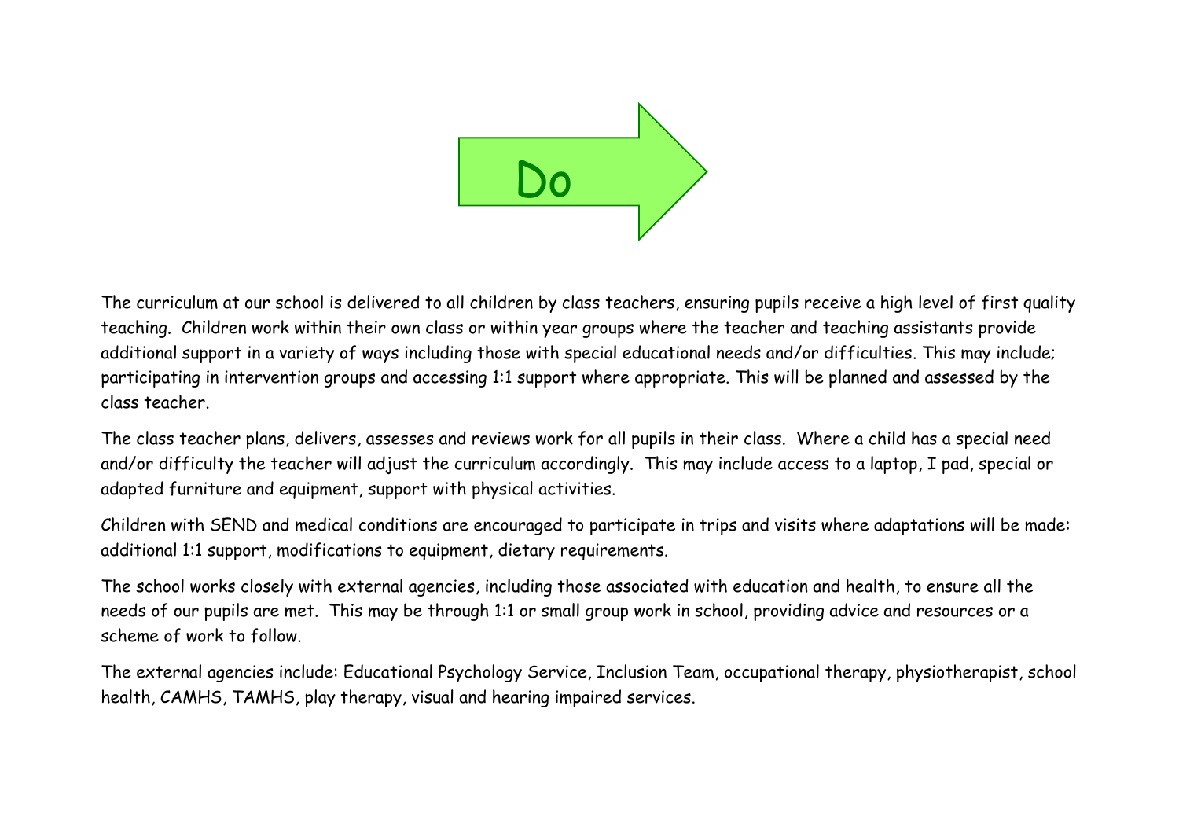# Do

The curriculum at our school is delivered to all children by class teachers, ensuring pupils receive a high level of first quality teaching.  Children work within their own class or within year groups where the teacher and teaching assistants provide additional support in a variety of ways including those with special educational needs and/or difficulties. This may include; participating in intervention groups and accessing 1:1 support where appropriate. This will be planned and assessed by the class teacher.

The class teacher plans, delivers, assesses and reviews work for all pupils in their class.  Where a child has a special need and/or difficulty the teacher will adjust the curriculum accordingly.  This may include access to a laptop, I pad, special or adapted furniture and equipment, support with physical activities.

Children with SEND and medical conditions are encouraged to participate in trips and visits where adaptations will be made: additional 1:1 support, modifications to equipment, dietary requirements.

The school works closely with external agencies, including those associated with education and health, to ensure all the needs of our pupils are met.  This may be through 1:1 or small group work in school, providing advice and resources or a scheme of work to follow.

The external agencies include: Educational Psychology Service, Inclusion Team, occupational therapy, physiotherapist, school health, CAMHS, TAMHS, play therapy, visual and hearing impaired services.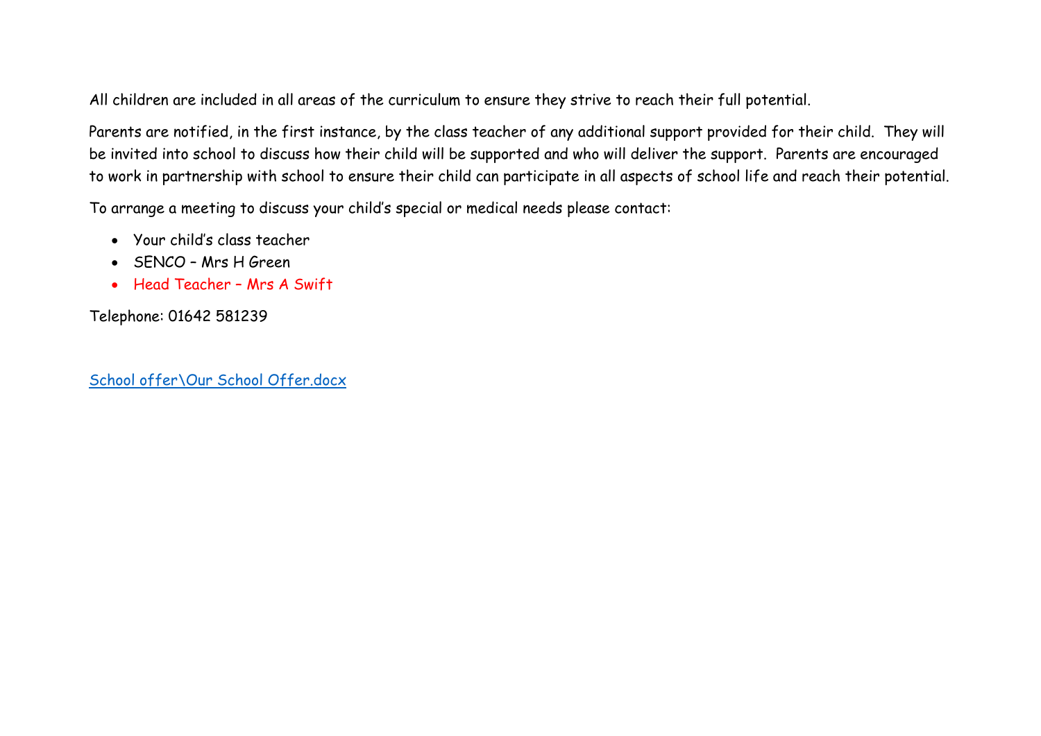All children are included in all areas of the curriculum to ensure they strive to reach their full potential.

Parents are notified, in the first instance, by the class teacher of any additional support provided for their child. They will be invited into school to discuss how their child will be supported and who will deliver the support. Parents are encouraged to work in partnership with school to ensure their child can participate in all aspects of school life and reach their potential.

To arrange a meeting to discuss your child's special or medical needs please contact:

- Your child's class teacher
- SENCO – Mrs H Green
- Head Teacher – Mrs A Swift

Telephone: 01642 581239

School offer\Our School Offer.docx